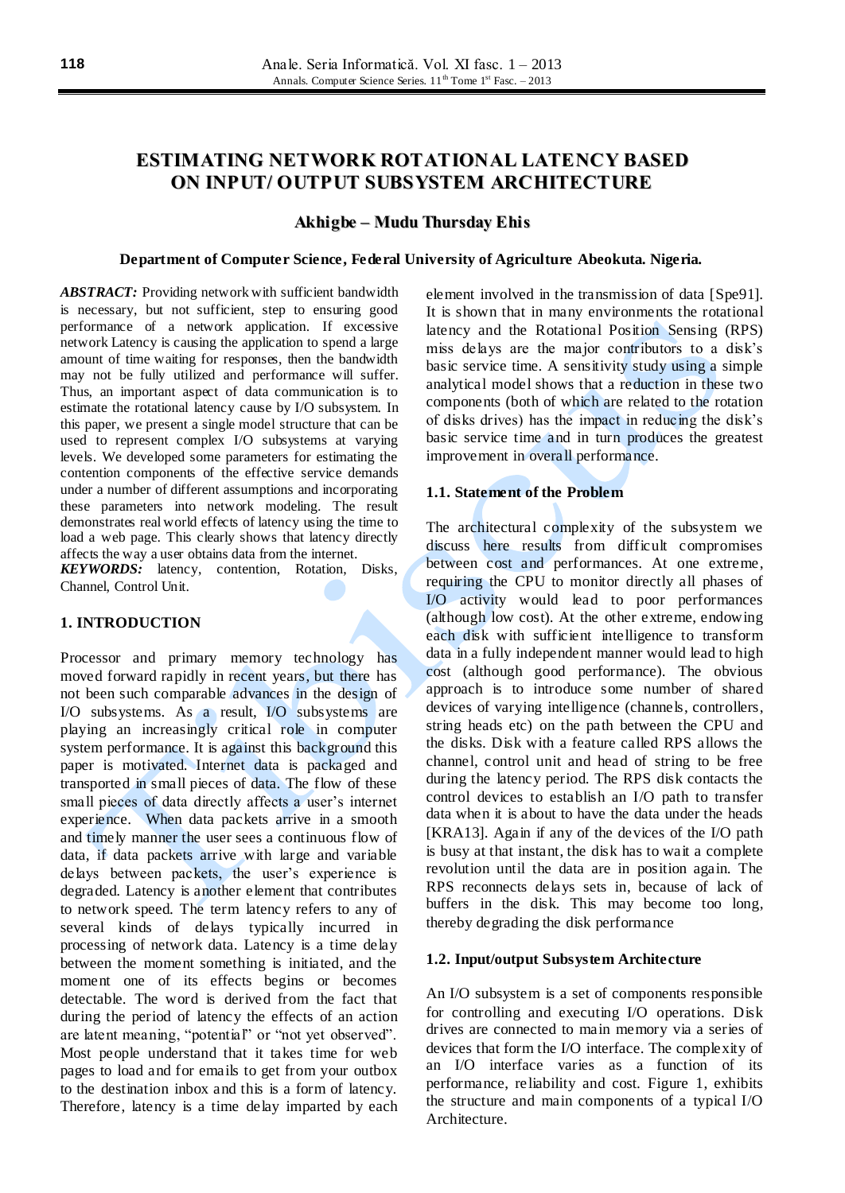# ESTIMATING NETWORK ROTATIONAL LATENCY BASED ON INPUT/ OUTPUT SUBSYSTEM ARCHITECTURE

**Akhigbe – Mudu Thursday Ehis**

**Department of Computer Science, Federal University of Agriculture Abeokuta. Nigeria.**

***ABSTRACT:*** Providing network with sufficient bandwidth is necessary, but not sufficient, step to ensuring good performance of a network application. If excessive network Latency is causing the application to spend a large amount of time waiting for responses, then the bandwidth may not be fully utilized and performance will suffer. Thus, an important aspect of data communication is to estimate the rotational latency cause by I/O subsystem. In this paper, we present a single model structure that can be used to represent complex I/O subsystems at varying levels. We developed some parameters for estimating the contention components of the effective service demands under a number of different assumptions and incorporating these parameters into network modeling. The result demonstrates real world effects of latency using the time to load a web page. This clearly shows that latency directly affects the way a user obtains data from the internet.

***KEYWORDS:*** latency, contention, Rotation, Disks, Channel, Control Unit.

## 1. INTRODUCTION

Processor and primary memory technology has moved forward rapidly in recent years, but there has not been such comparable advances in the design of I/O subsystems. As a result, I/O subsystems are playing an increasingly critical role in computer system performance. It is against this background this paper is motivated. Internet data is packaged and transported in small pieces of data. The flow of these small pieces of data directly affects a user's internet experience. When data packets arrive in a smooth and timely manner the user sees a continuous flow of data, if data packets arrive with large and variable delays between packets, the user's experience is degraded. Latency is another element that contributes to network speed. The term latency refers to any of several kinds of delays typically incurred in processing of network data. Latency is a time delay between the moment something is initiated, and the moment one of its effects begins or becomes detectable. The word is derived from the fact that during the period of latency the effects of an action are latent meaning, "potential" or "not yet observed". Most people understand that it takes time for web pages to load and for emails to get from your outbox to the destination inbox and this is a form of latency. Therefore, latency is a time delay imparted by each element involved in the transmission of data [Spe91]. It is shown that in many environments the rotational latency and the Rotational Position Sensing (RPS) miss delays are the major contributors to a disk's basic service time. A sensitivity study using a simple analytical model shows that a reduction in these two components (both of which are related to the rotation of disks drives) has the impact in reducing the disk's basic service time and in turn produces the greatest improvement in overall performance.

### 1.1. Statement of the Problem

The architectural complexity of the subsystem we discuss here results from difficult compromises between cost and performances. At one extreme, requiring the CPU to monitor directly all phases of I/O activity would lead to poor performances (although low cost). At the other extreme, endowing each disk with sufficient intelligence to transform data in a fully independent manner would lead to high cost (although good performance). The obvious approach is to introduce some number of shared devices of varying intelligence (channels, controllers, string heads etc) on the path between the CPU and the disks. Disk with a feature called RPS allows the channel, control unit and head of string to be free during the latency period. The RPS disk contacts the control devices to establish an I/O path to transfer data when it is about to have the data under the heads [KRA13]. Again if any of the devices of the I/O path is busy at that instant, the disk has to wait a complete revolution until the data are in position again. The RPS reconnects delays sets in, because of lack of buffers in the disk. This may become too long, thereby degrading the disk performance

### 1.2. Input/output Subsystem Architecture

An I/O subsystem is a set of components responsible for controlling and executing I/O operations. Disk drives are connected to main memory via a series of devices that form the I/O interface. The complexity of an I/O interface varies as a function of its performance, reliability and cost. Figure 1, exhibits the structure and main components of a typical I/O Architecture.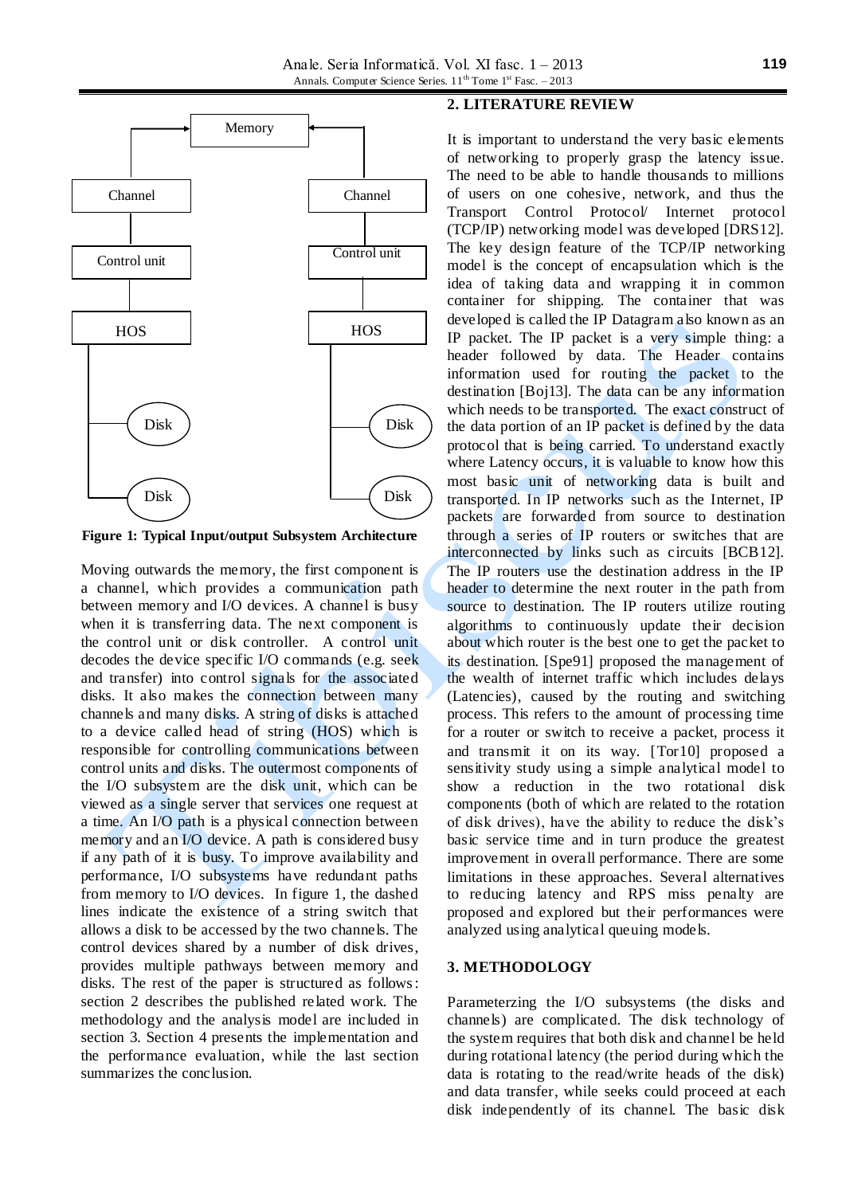**Figure 1: Typical Input/output Subsystem Architecture**

Moving outwards the memory, the first component is a channel, which provides a communication path between memory and I/O devices. A channel is busy when it is transferring data. The next component is the control unit or disk controller. A control unit decodes the device specific I/O commands (e.g. seek and transfer) into control signals for the associated disks. It also makes the connection between many channels and many disks. A string of disks is attached to a device called head of string (HOS) which is responsible for controlling communications between control units and disks. The outermost components of the I/O subsystem are the disk unit, which can be viewed as a single server that services one request at a time. An I/O path is a physical connection between memory and an I/O device. A path is considered busy if any path of it is busy. To improve availability and performance, I/O subsystems have redundant paths from memory to I/O devices. In figure 1, the dashed lines indicate the existence of a string switch that allows a disk to be accessed by the two channels. The control devices shared by a number of disk drives, provides multiple pathways between memory and disks. The rest of the paper is structured as follows: section 2 describes the published related work. The methodology and the analysis model are included in section 3. Section 4 presents the implementation and the performance evaluation, while the last section summarizes the conclusion.

## 2. LITERATURE REVIEW

It is important to understand the very basic elements of networking to properly grasp the latency issue. The need to be able to handle thousands to millions of users on one cohesive, network, and thus the Transport Control Protocol/ Internet protocol (TCP/IP) networking model was developed [DRS12]. The key design feature of the TCP/IP networking model is the concept of encapsulation which is the idea of taking data and wrapping it in common container for shipping. The container that was developed is called the IP Datagram also known as an IP packet. The IP packet is a very simple thing: a header followed by data. The Header contains information used for routing the packet to the destination [Boj13]. The data can be any information which needs to be transported. The exact construct of the data portion of an IP packet is defined by the data protocol that is being carried. To understand exactly where Latency occurs, it is valuable to know how this most basic unit of networking data is built and transported. In IP networks such as the Internet, IP packets are forwarded from source to destination through a series of IP routers or switches that are interconnected by links such as circuits [BCB12]. The IP routers use the destination address in the IP header to determine the next router in the path from source to destination. The IP routers utilize routing algorithms to continuously update their decision about which router is the best one to get the packet to its destination. [Spe91] proposed the management of the wealth of internet traffic which includes delays (Latencies), caused by the routing and switching process. This refers to the amount of processing time for a router or switch to receive a packet, process it and transmit it on its way. [Tor10] proposed a sensitivity study using a simple analytical model to show a reduction in the two rotational disk components (both of which are related to the rotation of disk drives), have the ability to reduce the disk's basic service time and in turn produce the greatest improvement in overall performance. There are some limitations in these approaches. Several alternatives to reducing latency and RPS miss penalty are proposed and explored but their performances were analyzed using analytical queuing models.

## 3. METHODOLOGY

Parameterzing the I/O subsystems (the disks and channels) are complicated. The disk technology of the system requires that both disk and channel be held during rotational latency (the period during which the data is rotating to the read/write heads of the disk) and data transfer, while seeks could proceed at each disk independently of its channel. The basic disk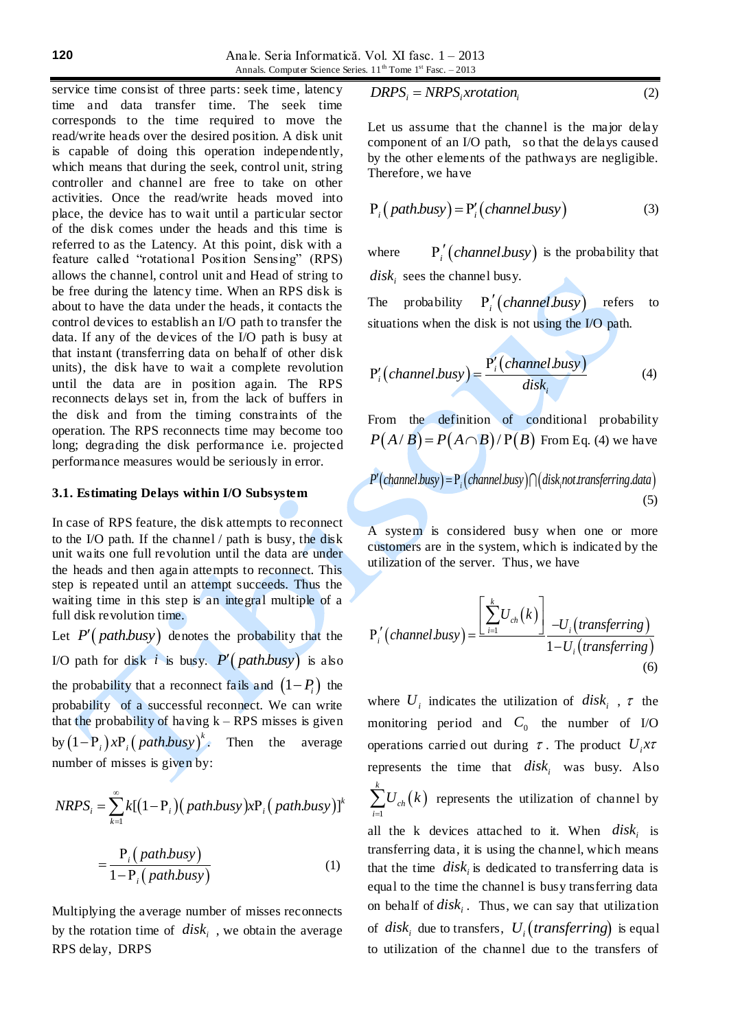service time consist of three parts: seek time, latency time and data transfer time. The seek time corresponds to the time required to move the read/write heads over the desired position. A disk unit is capable of doing this operation independently, which means that during the seek, control unit, string controller and channel are free to take on other activities. Once the read/write heads moved into place, the device has to wait until a particular sector of the disk comes under the heads and this time is referred to as the Latency. At this point, disk with a feature called "rotational Position Sensing" (RPS) allows the channel, control unit and Head of string to be free during the latency time. When an RPS disk is about to have the data under the heads, it contacts the control devices to establish an I/O path to transfer the data. If any of the devices of the I/O path is busy at that instant (transferring data on behalf of other disk units), the disk have to wait a complete revolution until the data are in position again. The RPS reconnects delays set in, from the lack of buffers in the disk and from the timing constraints of the operation. The RPS reconnects time may become too long; degrading the disk performance i.e. projected performance measures would be seriously in error.

### 3.1. Estimating Delays within I/O Subsystem

In case of RPS feature, the disk attempts to reconnect to the I/O path. If the channel / path is busy, the disk unit waits one full revolution until the data are under the heads and then again attempts to reconnect. This step is repeated until an attempt succeeds. Thus the waiting time in this step is an integral multiple of a full disk revolution time.

Let $P'(path.busy)$ denotes the probability that the I/O path for disk $i$ is busy. $P'(path.busy)$ is also the probability that a reconnect fails and $(1-P_i)$ the probability of a successful reconnect. We can write that the probability of having k – RPS misses is given by $(1-\mathrm{P}_i)x\mathrm{P}_i(path.busy)^k$. Then the average number of misses is given by:

$$NRPS_i = \sum_{k=1}^{\infty} k[(1-\mathrm{P}_i)(path.busy)x\mathrm{P}_i(path.busy)]^k$$

$$= \frac{\mathrm{P}_i(path.busy)}{1-\mathrm{P}_i(path.busy)} \tag{1}$$

Multiplying the average number of misses reconnects by the rotation time of $disk_i$, we obtain the average RPS delay, DRPS

$$DRPS_i = NRPS_i x rotation_i \tag{2}$$

Let us assume that the channel is the major delay component of an I/O path, so that the delays caused by the other elements of the pathways are negligible. Therefore, we have

$$\mathrm{P}_i(path.busy) = \mathrm{P}_i'(channel.busy) \tag{3}$$

where $\mathrm{P}_i'(channel.busy)$ is the probability that $disk_i$ sees the channel busy.

The probability $\mathrm{P}_i'(channel.busy)$ refers to situations when the disk is not using the I/O path.

$$\mathrm{P}_i'(channel.busy) = \frac{\mathrm{P}_i'(channel.busy)}{disk_i} \tag{4}$$

From the definition of conditional probability $P(A/B) = P(A \cap B)/\mathrm{P}(B)$ From Eq. (4) we have

$$P'(channel.busy) = \mathrm{P}_i(channel.busy) \cap (disk_i not.transferring.data) \tag{5}$$

A system is considered busy when one or more customers are in the system, which is indicated by the utilization of the server. Thus, we have

$$\mathrm{P}_i'(channel.busy) = \frac{\left[\sum_{i=1}^{k} U_{ch}(k)\right] - U_i(transferring)}{1-U_i(transferring)} \tag{6}$$

where $U_i$ indicates the utilization of $disk_i$, $\tau$ the monitoring period and $C_0$ the number of I/O operations carried out during $\tau$. The product $U_i x\tau$ represents the time that $disk_i$ was busy. Also $\sum_{i=1}^{k} U_{ch}(k)$ represents the utilization of channel by all the k devices attached to it. When $disk_i$ is transferring data, it is using the channel, which means that the time $disk_i$ is dedicated to transferring data is equal to the time the channel is busy transferring data on behalf of $disk_i$. Thus, we can say that utilization of $disk_i$ due to transfers, $U_i(transferring)$ is equal to utilization of the channel due to the transfers of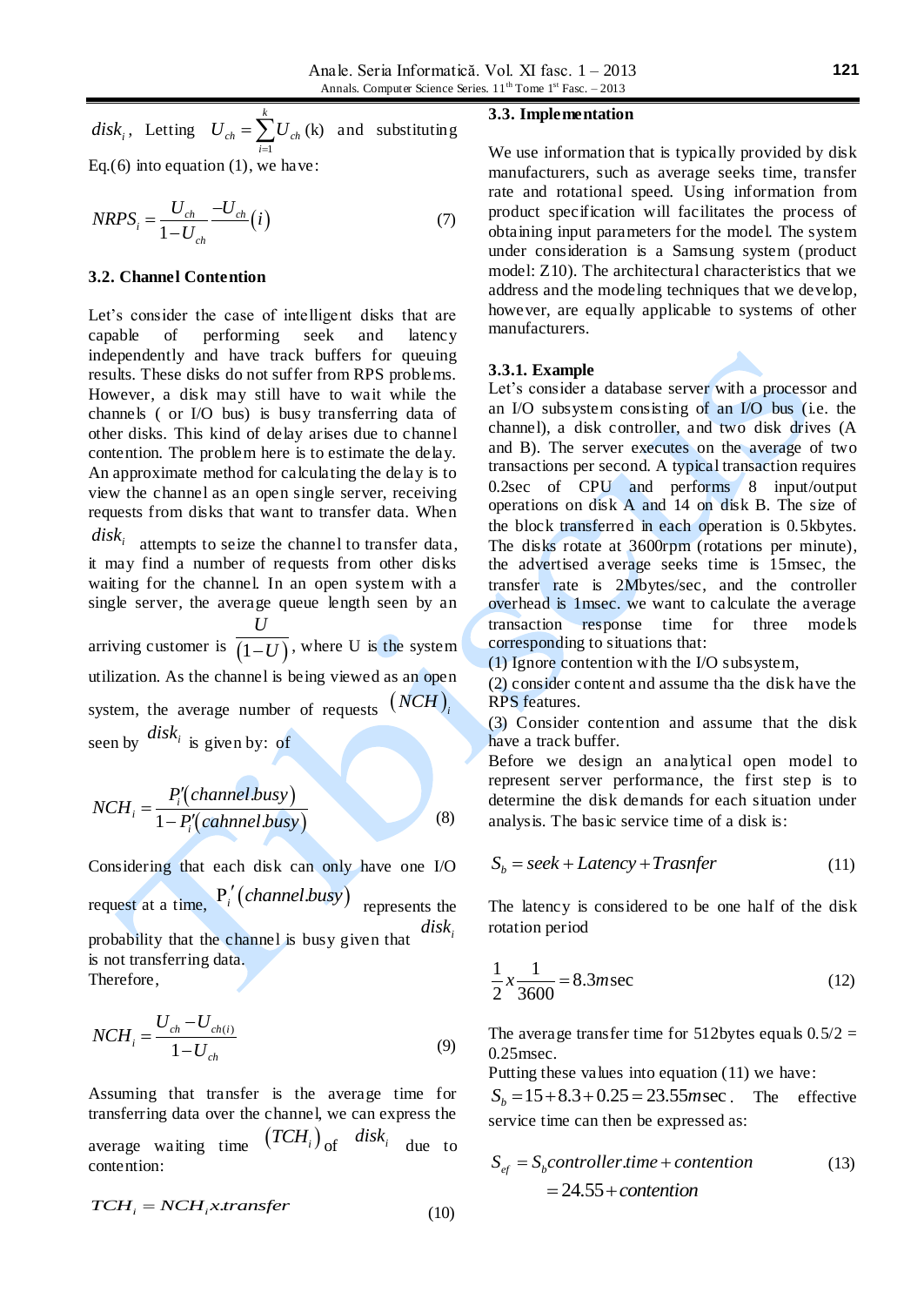$disk_i$, Letting $U_{ch} = \sum_{i=1}^{k} U_{ch}$ (k) and substituting Eq.(6) into equation (1), we have:

$$NRPS_i = \frac{U_{ch}}{1-U_{ch}} \frac{-U_{ch}}{}(i) \tag{7}$$

### 3.2. Channel Contention

Let's consider the case of intelligent disks that are capable of performing seek and latency independently and have track buffers for queuing results. These disks do not suffer from RPS problems. However, a disk may still have to wait while the channels ( or I/O bus) is busy transferring data of other disks. This kind of delay arises due to channel contention. The problem here is to estimate the delay. An approximate method for calculating the delay is to view the channel as an open single server, receiving requests from disks that want to transfer data. When $disk_i$ attempts to seize the channel to transfer data, it may find a number of requests from other disks waiting for the channel. In an open system with a single server, the average queue length seen by an arriving customer is $\frac{U}{(1-U)}$, where U is the system utilization. As the channel is being viewed as an open system, the average number of requests $(NCH)_i$ seen by $disk_i$ is given by: of

$$NCH_i = \frac{P_i'(channel.busy)}{1-P_i'(cahnnel.busy)} \tag{8}$$

Considering that each disk can only have one I/O request at a time, $P_i'(channel.busy)$ represents the probability that the channel is busy given that $disk_i$ is not transferring data.
Therefore,

$$NCH_i = \frac{U_{ch} - U_{ch(i)}}{1-U_{ch}} \tag{9}$$

Assuming that transfer is the average time for transferring data over the channel, we can express the average waiting time $(TCH_i)$ of $disk_i$ due to contention:

$$TCH_i = NCH_i x.transfer \tag{10}$$

### 3.3. Implementation

We use information that is typically provided by disk manufacturers, such as average seeks time, transfer rate and rotational speed. Using information from product specification will facilitates the process of obtaining input parameters for the model. The system under consideration is a Samsung system (product model: Z10). The architectural characteristics that we address and the modeling techniques that we develop, however, are equally applicable to systems of other manufacturers.

#### 3.3.1. Example

Let's consider a database server with a processor and an I/O subsystem consisting of an I/O bus (i.e. the channel), a disk controller, and two disk drives (A and B). The server executes on the average of two transactions per second. A typical transaction requires 0.2sec of CPU and performs 8 input/output operations on disk A and 14 on disk B. The size of the block transferred in each operation is 0.5kbytes. The disks rotate at 3600rpm (rotations per minute), the advertised average seeks time is 15msec, the transfer rate is 2Mbytes/sec, and the controller overhead is 1msec. we want to calculate the average transaction response time for three models corresponding to situations that:

(1) Ignore contention with the I/O subsystem,

(2) consider content and assume tha the disk have the RPS features.

(3) Consider contention and assume that the disk have a track buffer.

Before we design an analytical open model to represent server performance, the first step is to determine the disk demands for each situation under analysis. The basic service time of a disk is:

$$S_b = seek + Latency + Trasnfer \tag{11}$$

The latency is considered to be one half of the disk rotation period

$$\frac{1}{2} x \frac{1}{3600} = 8.3 m\sec \tag{12}$$

The average transfer time for 512bytes equals 0.5/2 = 0.25msec.

Putting these values into equation (11) we have: $S_b = 15 + 8.3 + 0.25 = 23.55 m\sec$. The effective service time can then be expressed as:

$$\begin{aligned} S_{ef} &= S_b controller.time + contention \\ &= 24.55 + contention \end{aligned} \tag{13}$$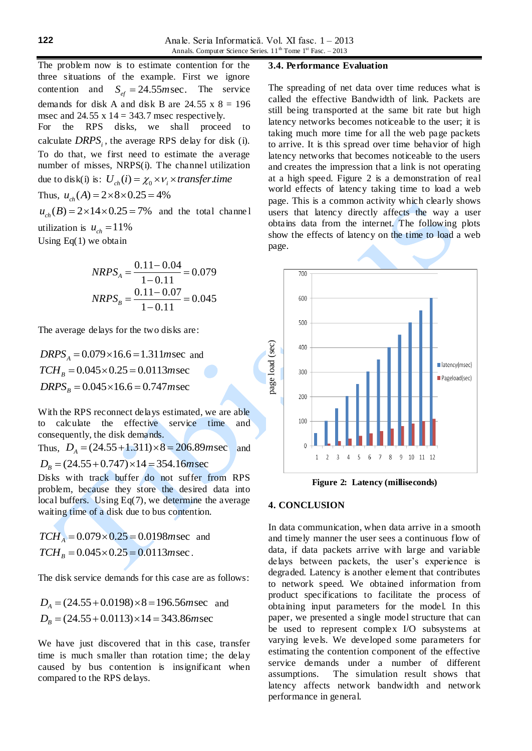The problem now is to estimate contention for the three situations of the example. First we ignore contention and $S_{ef} = 24.55 m\sec$. The service demands for disk A and disk B are 24.55 x 8 = 196 msec and 24.55 x 14 = 343.7 msec respectively.

For the RPS disks, we shall proceed to calculate $DRPS_i$, the average RPS delay for disk (i). To do that, we first need to estimate the average number of misses, NRPS(i). The channel utilization due to disk(i) is: $U_{ch}(i) = \chi_0 \times v_i \times transfer.time$

Thus, $u_{ch}(A) = 2 \times 8 \times 0.25 = 4\%$

$u_{ch}(B) = 2 \times 14 \times 0.25 = 7\%$ and the total channel utilization is $u_{ch} = 11\%$

Using Eq(1) we obtain

$$NRPS_A = \frac{0.11 - 0.04}{1 - 0.11} = 0.079$$

$$NRPS_B = \frac{0.11 - 0.07}{1 - 0.11} = 0.045$$

The average delays for the two disks are:

$DRPS_A = 0.079 \times 16.6 = 1.311 m\sec$ and

$TCH_B = 0.045 \times 0.25 = 0.0113 m\sec$

$DRPS_B = 0.045 \times 16.6 = 0.747 m\sec$

With the RPS reconnect delays estimated, we are able to calculate the effective service time and consequently, the disk demands.

Thus, $D_A = (24.55 + 1.311) \times 8 = 206.89 m\sec$ and

$D_B = (24.55 + 0.747) \times 14 = 354.16 m\sec$

Disks with track buffer do not suffer from RPS problem, because they store the desired data into local buffers. Using Eq(7), we determine the average waiting time of a disk due to bus contention.

$TCH_A = 0.079 \times 0.25 = 0.0198 m\sec$ and

$TCH_B = 0.045 \times 0.25 = 0.0113 m\sec$.

The disk service demands for this case are as follows:

$D_A = (24.55 + 0.0198) \times 8 = 196.56 m\sec$ and

$D_B = (24.55 + 0.0113) \times 14 = 343.86 m\sec$

We have just discovered that in this case, transfer time is much smaller than rotation time; the delay caused by bus contention is insignificant when compared to the RPS delays.

### 3.4. Performance Evaluation

The spreading of net data over time reduces what is called the effective Bandwidth of link. Packets are still being transported at the same bit rate but high latency networks becomes noticeable to the user; it is taking much more time for all the web page packets to arrive. It is this spread over time behavior of high latency networks that becomes noticeable to the users and creates the impression that a link is not operating at a high speed. Figure 2 is a demonstration of real world effects of latency taking time to load a web page. This is a common activity which clearly shows users that latency directly affects the way a user obtains data from the internet. The following plots show the effects of latency on the time to load a web page.

**Figure 2: Latency (milliseconds)**

## 4. CONCLUSION

In data communication, when data arrive in a smooth and timely manner the user sees a continuous flow of data, if data packets arrive with large and variable delays between packets, the user's experience is degraded. Latency is another element that contributes to network speed. We obtained information from product specifications to facilitate the process of obtaining input parameters for the model. In this paper, we presented a single model structure that can be used to represent complex I/O subsystems at varying levels. We developed some parameters for estimating the contention component of the effective service demands under a number of different assumptions. The simulation result shows that latency affects network bandwidth and network performance in general.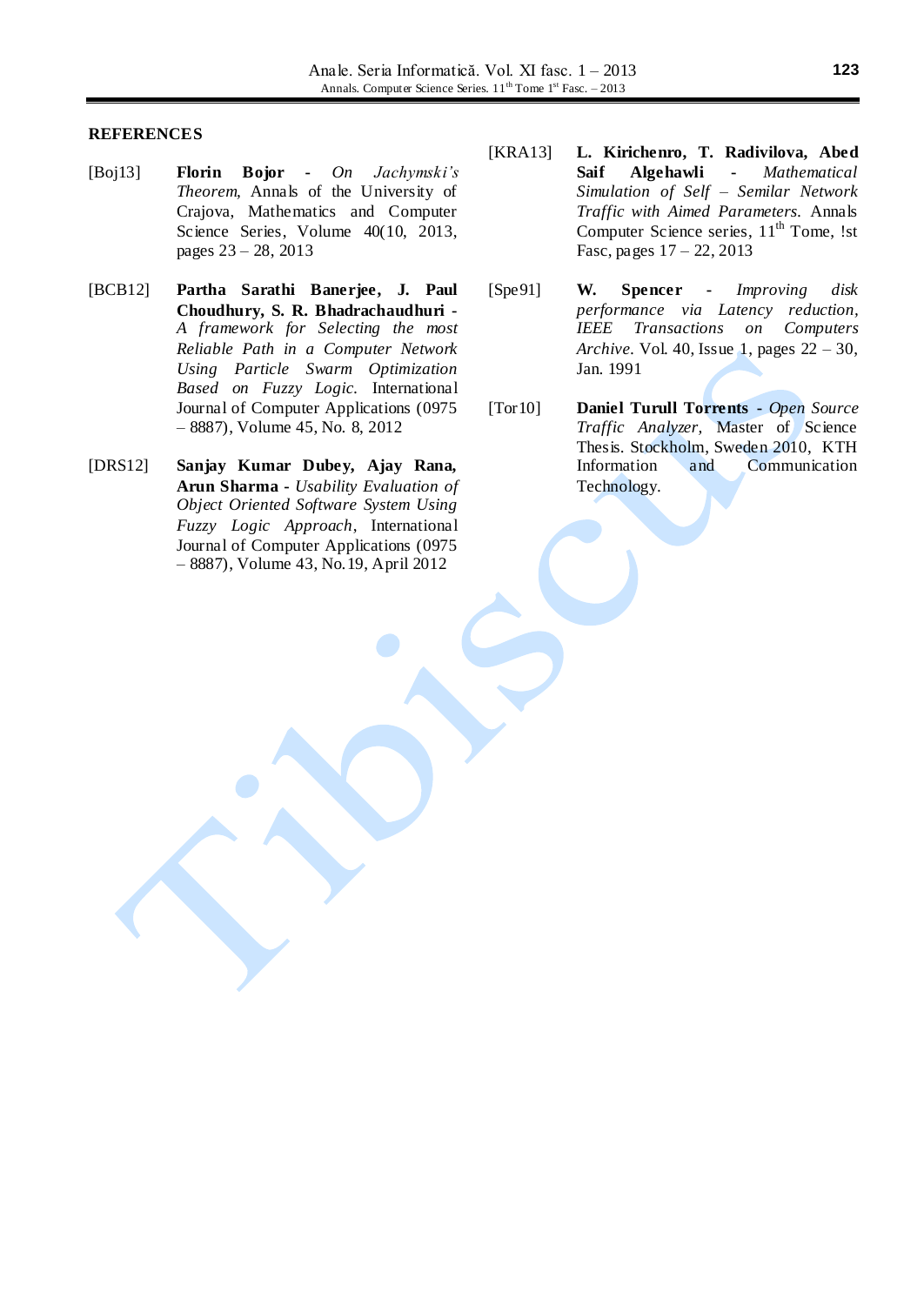## REFERENCES

[Boj13] **Florin Bojor** - *On Jachymski's Theorem*, Annals of the University of Crajova, Mathematics and Computer Science Series, Volume 40(10, 2013, pages 23 – 28, 2013

[BCB12] **Partha Sarathi Banerjee, J. Paul Choudhury, S. R. Bhadrachaudhuri** - *A framework for Selecting the most Reliable Path in a Computer Network Using Particle Swarm Optimization Based on Fuzzy Logic.* International Journal of Computer Applications (0975 – 8887), Volume 45, No. 8, 2012

[DRS12] **Sanjay Kumar Dubey, Ajay Rana, Arun Sharma** - *Usability Evaluation of Object Oriented Software System Using Fuzzy Logic Approach*, International Journal of Computer Applications (0975 – 8887), Volume 43, No.19, April 2012

[KRA13] **L. Kirichenro, T. Radivilova, Abed Saif Algehawli** - *Mathematical Simulation of Self – Semilar Network Traffic with Aimed Parameters.* Annals Computer Science series, 11th Tome, !st Fasc, pages 17 – 22, 2013

[Spe91] **W. Spencer** - *Improving disk performance via Latency reduction*, *IEEE Transactions on Computers Archive.* Vol. 40, Issue 1, pages 22 – 30, Jan. 1991

[Tor10] **Daniel Turull Torrents** - *Open Source Traffic Analyzer,* Master of Science Thesis. Stockholm, Sweden 2010, KTH Information and Communication Technology.